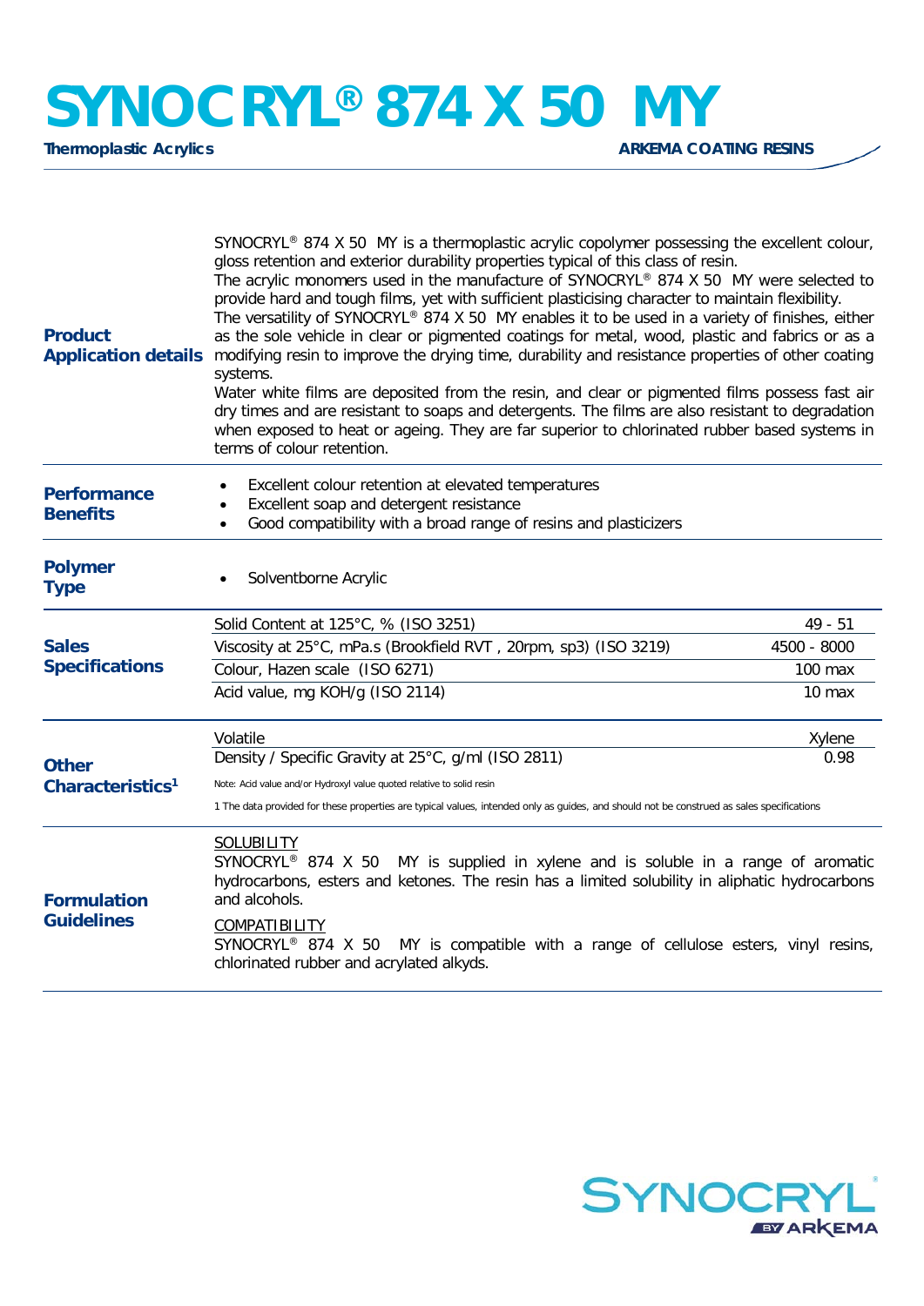# SYNOCRYL® 874 X 50 MY

**Thermoplastic Acrylics** — **ARKEMA COATING RESINS**

## Product Application details

SYNOCRYL® 874 X 50 MY is a thermoplastic acrylic copolymer possessing the excellent colour, gloss retention and exterior durability properties typical of this class of resin.
The acrylic monomers used in the manufacture of SYNOCRYL® 874 X 50 MY were selected to provide hard and tough films, yet with sufficient plasticising character to maintain flexibility.
The versatility of SYNOCRYL® 874 X 50 MY enables it to be used in a variety of finishes, either as the sole vehicle in clear or pigmented coatings for metal, wood, plastic and fabrics or as a modifying resin to improve the drying time, durability and resistance properties of other coating systems.
Water white films are deposited from the resin, and clear or pigmented films possess fast air dry times and are resistant to soaps and detergents. The films are also resistant to degradation when exposed to heat or ageing. They are far superior to chlorinated rubber based systems in terms of colour retention.

## Performance Benefits

- Excellent colour retention at elevated temperatures
- Excellent soap and detergent resistance
- Good compatibility with a broad range of resins and plasticizers

## Polymer Type

- Solventborne Acrylic

## Sales Specifications

| Property | Value |
|---|---|
| Solid Content at 125°C, % (ISO 3251) | 49 - 51 |
| Viscosity at 25°C, mPa.s (Brookfield RVT , 20rpm, sp3) (ISO 3219) | 4500 - 8000 |
| Colour, Hazen scale (ISO 6271) | 100 max |
| Acid value, mg KOH/g (ISO 2114) | 10 max |

## Other Characteristics[1]

| Property | Value |
|---|---|
| Volatile | Xylene |
| Density / Specific Gravity at 25°C, g/ml (ISO 2811) | 0.98 |

Note: Acid value and/or Hydroxyl value quoted relative to solid resin

1 The data provided for these properties are typical values, intended only as guides, and should not be construed as sales specifications

## Formulation Guidelines

SOLUBILITY
SYNOCRYL® 874 X 50 MY is supplied in xylene and is soluble in a range of aromatic hydrocarbons, esters and ketones. The resin has a limited solubility in aliphatic hydrocarbons and alcohols.

COMPATIBILITY
SYNOCRYL® 874 X 50 MY is compatible with a range of cellulose esters, vinyl resins, chlorinated rubber and acrylated alkyds.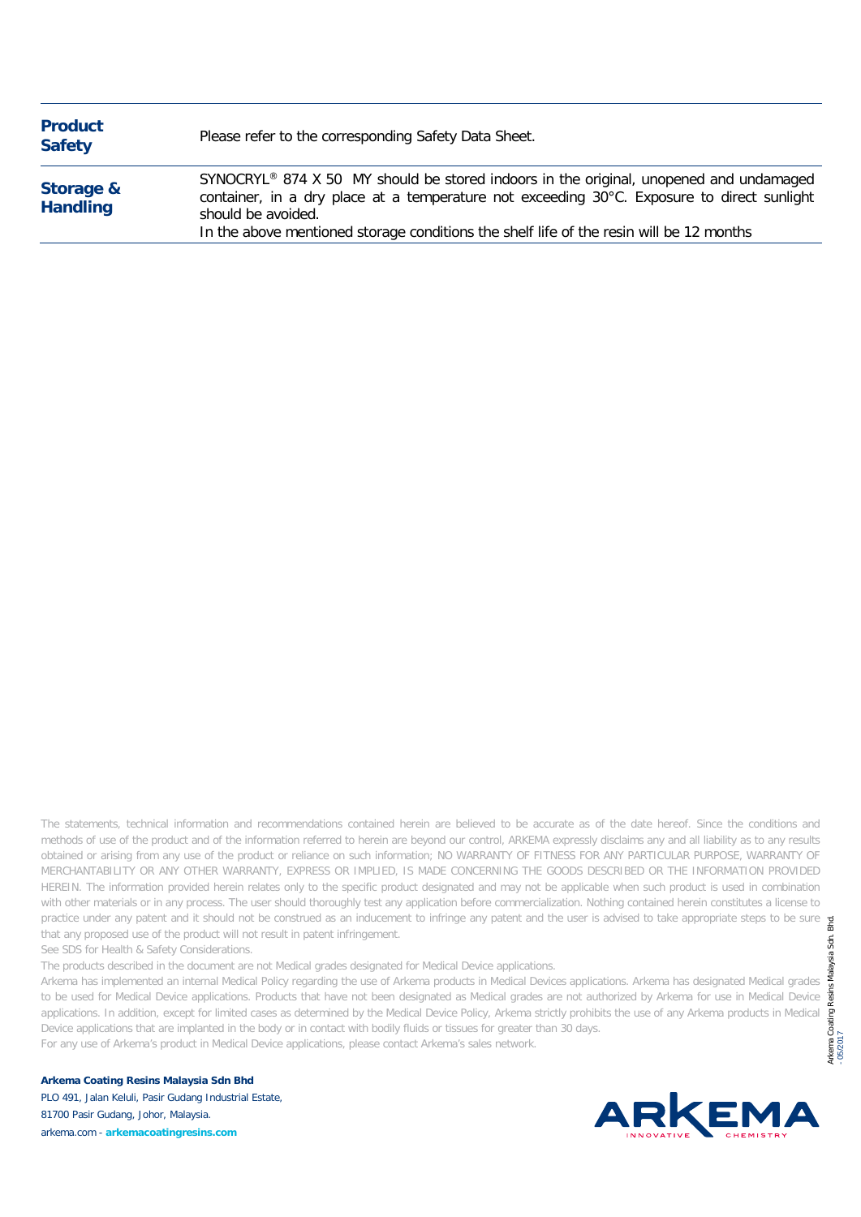| | |
|---|---|
| **Product Safety** | Please refer to the corresponding Safety Data Sheet. |
| **Storage & Handling** | SYNOCRYL® 874 X 50 MY should be stored indoors in the original, unopened and undamaged container, in a dry place at a temperature not exceeding 30°C. Exposure to direct sunlight should be avoided.<br>In the above mentioned storage conditions the shelf life of the resin will be 12 months |

The statements, technical information and recommendations contained herein are believed to be accurate as of the date hereof. Since the conditions and methods of use of the product and of the information referred to herein are beyond our control, ARKEMA expressly disclaims any and all liability as to any results obtained or arising from any use of the product or reliance on such information; NO WARRANTY OF FITNESS FOR ANY PARTICULAR PURPOSE, WARRANTY OF MERCHANTABILITY OR ANY OTHER WARRANTY, EXPRESS OR IMPLIED, IS MADE CONCERNING THE GOODS DESCRIBED OR THE INFORMATION PROVIDED HEREIN. The information provided herein relates only to the specific product designated and may not be applicable when such product is used in combination with other materials or in any process. The user should thoroughly test any application before commercialization. Nothing contained herein constitutes a license to practice under any patent and it should not be construed as an inducement to infringe any patent and the user is advised to take appropriate steps to be sure that any proposed use of the product will not result in patent infringement.

See SDS for Health & Safety Considerations.

The products described in the document are not Medical grades designated for Medical Device applications.

Arkema has implemented an internal Medical Policy regarding the use of Arkema products in Medical Devices applications. Arkema has designated Medical grades to be used for Medical Device applications. Products that have not been designated as Medical grades are not authorized by Arkema for use in Medical Device applications. In addition, except for limited cases as determined by the Medical Device Policy, Arkema strictly prohibits the use of any Arkema products in Medical Device applications that are implanted in the body or in contact with bodily fluids or tissues for greater than 30 days.

For any use of Arkema's product in Medical Device applications, please contact Arkema's sales network.

Arkema Coating Resins Malaysia Sdn. Bhd. - 05/2017

**Arkema Coating Resins Malaysia Sdn Bhd**
PLO 491, Jalan Keluli, Pasir Gudang Industrial Estate,
81700 Pasir Gudang, Johor, Malaysia.
arkema.com - **arkemacoatingresins.com**

ARKEMA INNOVATIVE CHEMISTRY